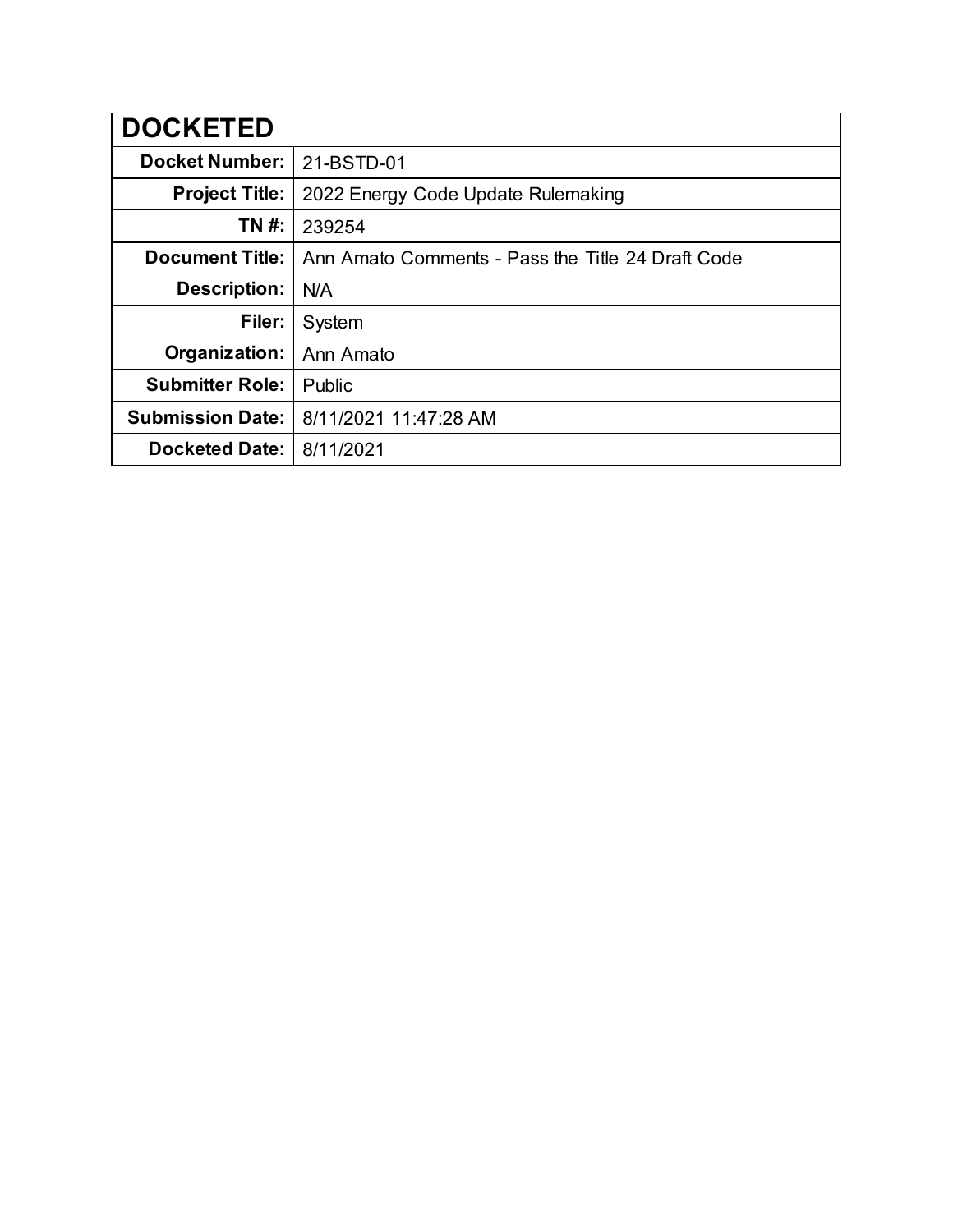| DOCKETED | |
|---|---|
| **Docket Number:** | 21-BSTD-01 |
| **Project Title:** | 2022 Energy Code Update Rulemaking |
| **TN #:** | 239254 |
| **Document Title:** | Ann Amato Comments - Pass the Title 24 Draft Code |
| **Description:** | N/A |
| **Filer:** | System |
| **Organization:** | Ann Amato |
| **Submitter Role:** | Public |
| **Submission Date:** | 8/11/2021 11:47:28 AM |
| **Docketed Date:** | 8/11/2021 |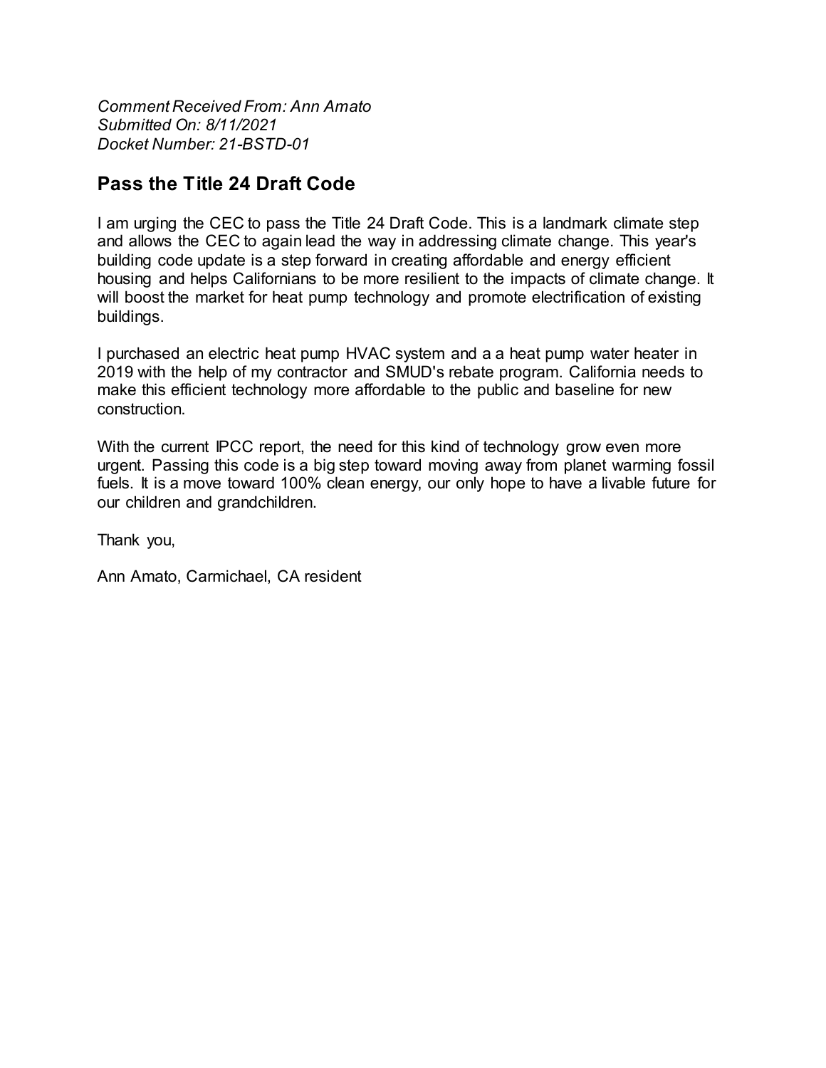*Comment Received From: Ann Amato*
*Submitted On: 8/11/2021*
*Docket Number: 21-BSTD-01*

## Pass the Title 24 Draft Code

I am urging the CEC to pass the Title 24 Draft Code. This is a landmark climate step and allows the CEC to again lead the way in addressing climate change. This year's building code update is a step forward in creating affordable and energy efficient housing and helps Californians to be more resilient to the impacts of climate change. It will boost the market for heat pump technology and promote electrification of existing buildings.

I purchased an electric heat pump HVAC system and a a heat pump water heater in 2019 with the help of my contractor and SMUD's rebate program. California needs to make this efficient technology more affordable to the public and baseline for new construction.

With the current IPCC report, the need for this kind of technology grow even more urgent. Passing this code is a big step toward moving away from planet warming fossil fuels. It is a move toward 100% clean energy, our only hope to have a livable future for our children and grandchildren.

Thank you,

Ann Amato, Carmichael, CA resident